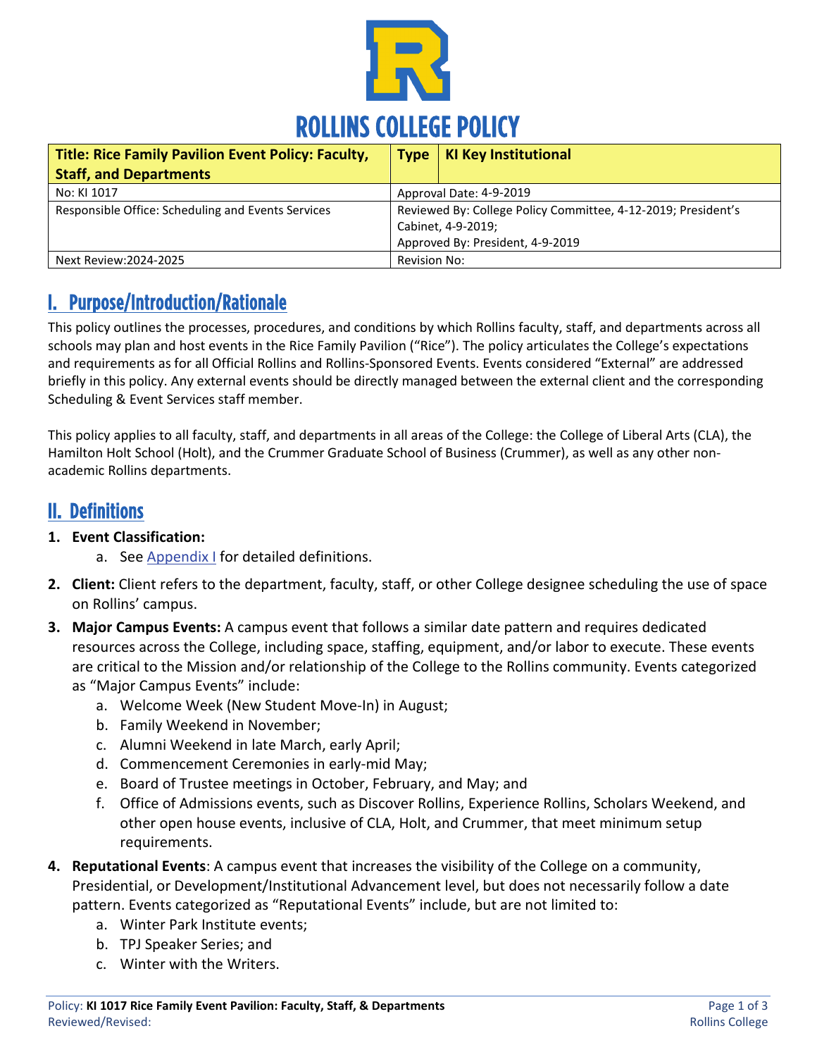# ROLLINS COLLEGE POLICY

| **Title: Rice Family Pavilion Event Policy: Faculty, Staff, and Departments** | **Type** | **KI Key Institutional** |
|---|---|---|
| No: KI 1017 | Approval Date: 4-9-2019 | |
| Responsible Office: Scheduling and Events Services | Reviewed By: College Policy Committee, 4-12-2019; President's Cabinet, 4-9-2019; Approved By: President, 4-9-2019 | |
| Next Review:2024-2025 | Revision No: | |

## I. Purpose/Introduction/Rationale

This policy outlines the processes, procedures, and conditions by which Rollins faculty, staff, and departments across all schools may plan and host events in the Rice Family Pavilion ("Rice"). The policy articulates the College's expectations and requirements as for all Official Rollins and Rollins-Sponsored Events. Events considered "External" are addressed briefly in this policy. Any external events should be directly managed between the external client and the corresponding Scheduling & Event Services staff member.

This policy applies to all faculty, staff, and departments in all areas of the College: the College of Liberal Arts (CLA), the Hamilton Holt School (Holt), and the Crummer Graduate School of Business (Crummer), as well as any other non-academic Rollins departments.

## II. Definitions

1. **Event Classification:**
    a. See Appendix I for detailed definitions.
2. **Client:** Client refers to the department, faculty, staff, or other College designee scheduling the use of space on Rollins' campus.
3. **Major Campus Events:** A campus event that follows a similar date pattern and requires dedicated resources across the College, including space, staffing, equipment, and/or labor to execute. These events are critical to the Mission and/or relationship of the College to the Rollins community. Events categorized as "Major Campus Events" include:
    a. Welcome Week (New Student Move-In) in August;
    b. Family Weekend in November;
    c. Alumni Weekend in late March, early April;
    d. Commencement Ceremonies in early-mid May;
    e. Board of Trustee meetings in October, February, and May; and
    f. Office of Admissions events, such as Discover Rollins, Experience Rollins, Scholars Weekend, and other open house events, inclusive of CLA, Holt, and Crummer, that meet minimum setup requirements.
4. **Reputational Events**: A campus event that increases the visibility of the College on a community, Presidential, or Development/Institutional Advancement level, but does not necessarily follow a date pattern. Events categorized as "Reputational Events" include, but are not limited to:
    a. Winter Park Institute events;
    b. TPJ Speaker Series; and
    c. Winter with the Writers.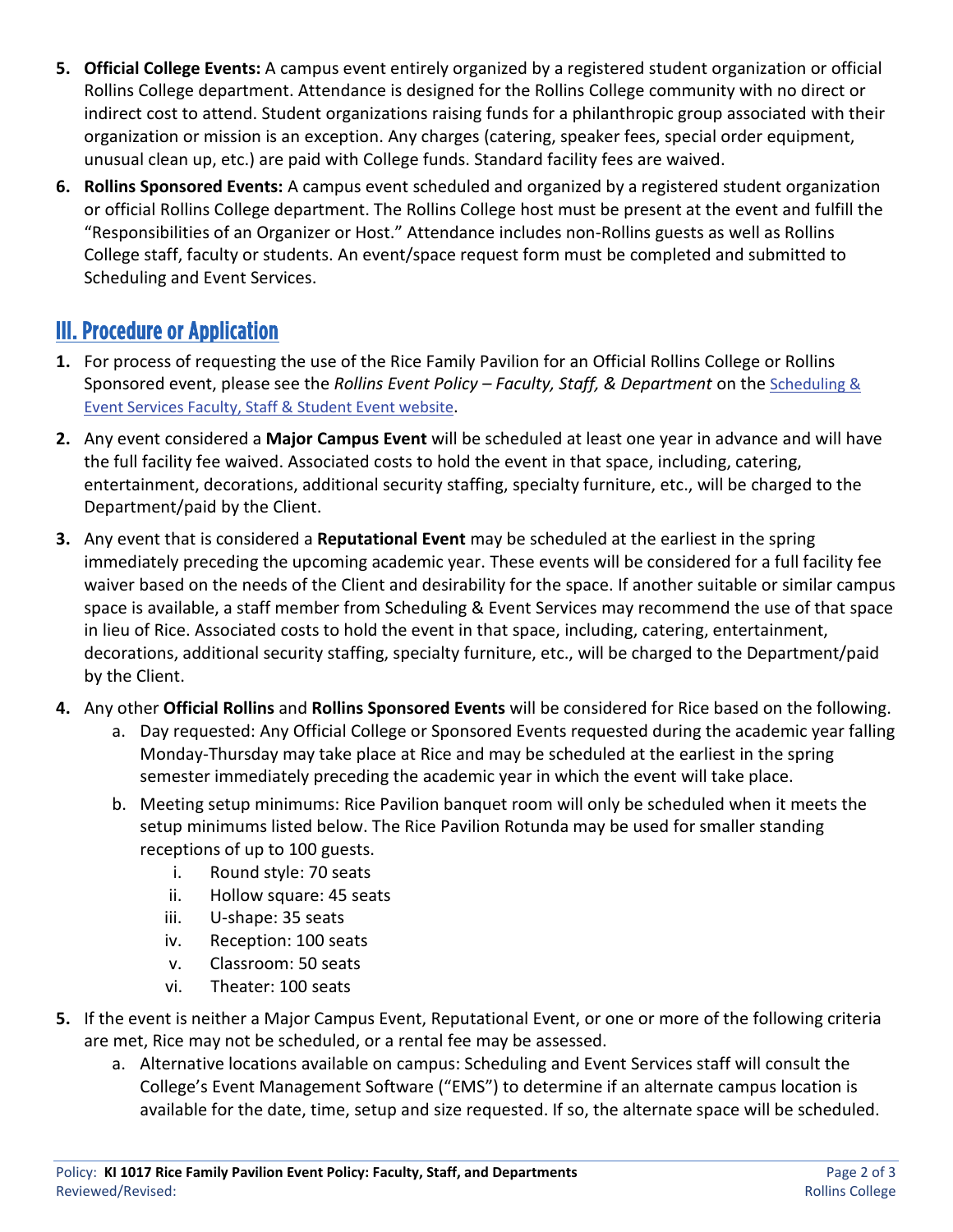5. **Official College Events:** A campus event entirely organized by a registered student organization or official Rollins College department. Attendance is designed for the Rollins College community with no direct or indirect cost to attend. Student organizations raising funds for a philanthropic group associated with their organization or mission is an exception. Any charges (catering, speaker fees, special order equipment, unusual clean up, etc.) are paid with College funds. Standard facility fees are waived.
6. **Rollins Sponsored Events:** A campus event scheduled and organized by a registered student organization or official Rollins College department. The Rollins College host must be present at the event and fulfill the "Responsibilities of an Organizer or Host." Attendance includes non-Rollins guests as well as Rollins College staff, faculty or students. An event/space request form must be completed and submitted to Scheduling and Event Services.

## III. Procedure or Application

1. For process of requesting the use of the Rice Family Pavilion for an Official Rollins College or Rollins Sponsored event, please see the *Rollins Event Policy – Faculty, Staff, & Department* on the Scheduling & Event Services Faculty, Staff & Student Event website.
2. Any event considered a **Major Campus Event** will be scheduled at least one year in advance and will have the full facility fee waived. Associated costs to hold the event in that space, including, catering, entertainment, decorations, additional security staffing, specialty furniture, etc., will be charged to the Department/paid by the Client.
3. Any event that is considered a **Reputational Event** may be scheduled at the earliest in the spring immediately preceding the upcoming academic year. These events will be considered for a full facility fee waiver based on the needs of the Client and desirability for the space. If another suitable or similar campus space is available, a staff member from Scheduling & Event Services may recommend the use of that space in lieu of Rice. Associated costs to hold the event in that space, including, catering, entertainment, decorations, additional security staffing, specialty furniture, etc., will be charged to the Department/paid by the Client.
4. Any other **Official Rollins** and **Rollins Sponsored Events** will be considered for Rice based on the following.
   a. Day requested: Any Official College or Sponsored Events requested during the academic year falling Monday-Thursday may take place at Rice and may be scheduled at the earliest in the spring semester immediately preceding the academic year in which the event will take place.
   b. Meeting setup minimums: Rice Pavilion banquet room will only be scheduled when it meets the setup minimums listed below. The Rice Pavilion Rotunda may be used for smaller standing receptions of up to 100 guests.
      i. Round style: 70 seats
      ii. Hollow square: 45 seats
      iii. U-shape: 35 seats
      iv. Reception: 100 seats
      v. Classroom: 50 seats
      vi. Theater: 100 seats
5. If the event is neither a Major Campus Event, Reputational Event, or one or more of the following criteria are met, Rice may not be scheduled, or a rental fee may be assessed.
   a. Alternative locations available on campus: Scheduling and Event Services staff will consult the College's Event Management Software ("EMS") to determine if an alternate campus location is available for the date, time, setup and size requested. If so, the alternate space will be scheduled.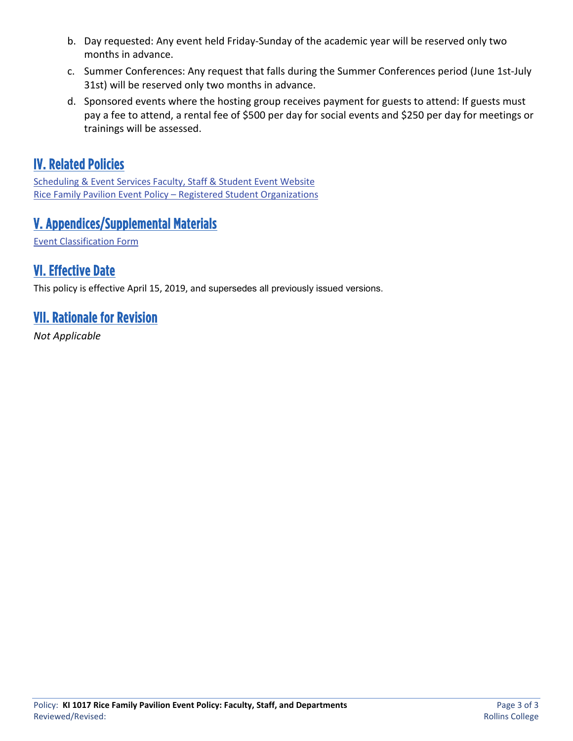b. Day requested: Any event held Friday-Sunday of the academic year will be reserved only two months in advance.

c. Summer Conferences: Any request that falls during the Summer Conferences period (June 1st-July 31st) will be reserved only two months in advance.

d. Sponsored events where the hosting group receives payment for guests to attend: If guests must pay a fee to attend, a rental fee of $500 per day for social events and $250 per day for meetings or trainings will be assessed.

## IV. Related Policies

Scheduling & Event Services Faculty, Staff & Student Event Website
Rice Family Pavilion Event Policy – Registered Student Organizations

## V. Appendices/Supplemental Materials

Event Classification Form

## VI. Effective Date

This policy is effective April 15, 2019, and supersedes all previously issued versions.

## VII. Rationale for Revision

*Not Applicable*